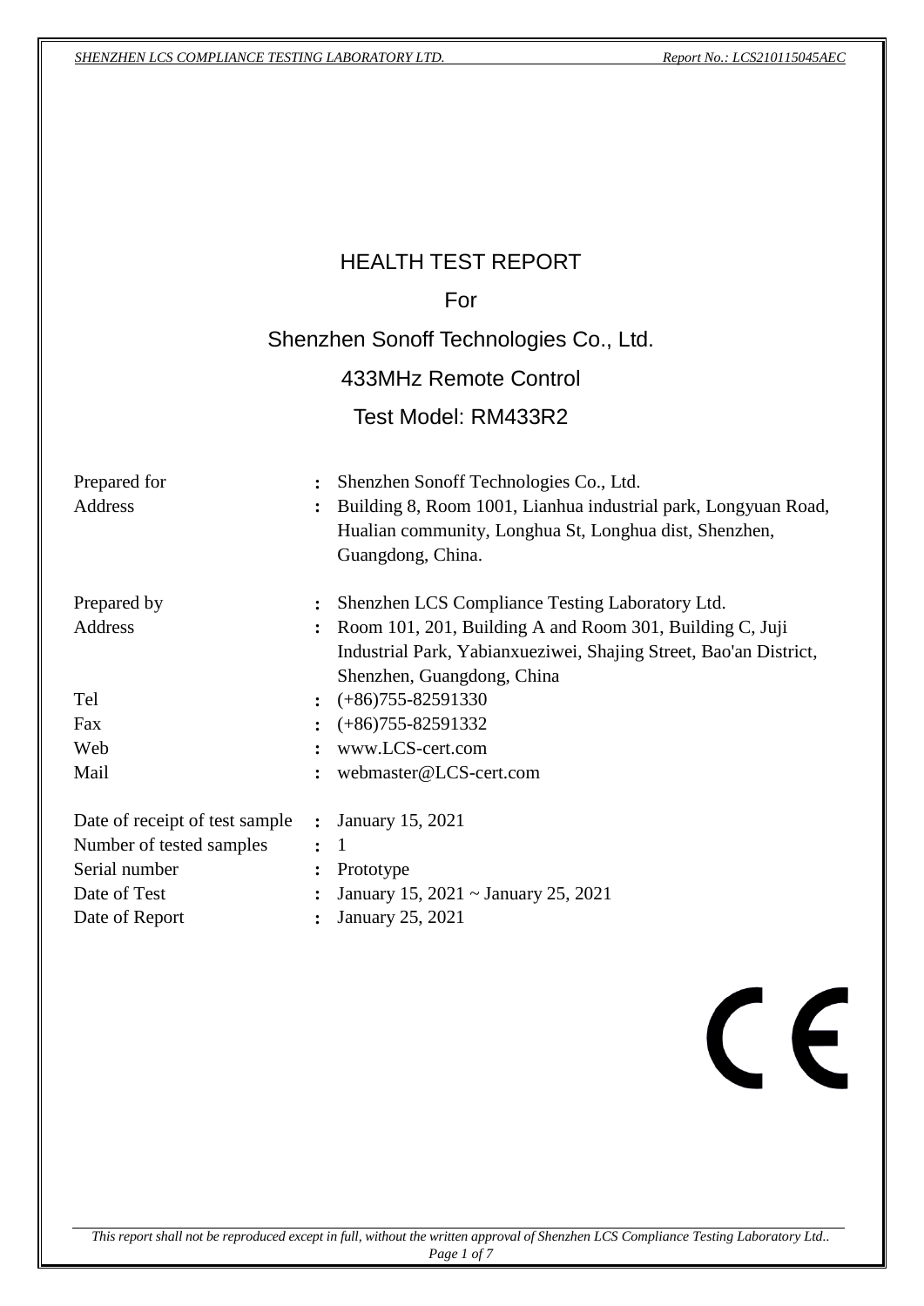# HEALTH TEST REPORT

For

Shenzhen Sonoff Technologies Co., Ltd.

433MHz Remote Control

Test Model: RM433R2

| | | |
|---|---|---|
| Prepared for | : | Shenzhen Sonoff Technologies Co., Ltd. |
| Address | : | Building 8, Room 1001, Lianhua industrial park, Longyuan Road, Hualian community, Longhua St, Longhua dist, Shenzhen, Guangdong, China. |
| Prepared by | : | Shenzhen LCS Compliance Testing Laboratory Ltd. |
| Address | : | Room 101, 201, Building A and Room 301, Building C, Juji Industrial Park, Yabianxueziwei, Shajing Street, Bao'an District, Shenzhen, Guangdong, China |
| Tel | : | (+86)755-82591330 |
| Fax | : | (+86)755-82591332 |
| Web | : | www.LCS-cert.com |
| Mail | : | webmaster@LCS-cert.com |
| Date of receipt of test sample | : | January 15, 2021 |
| Number of tested samples | : | 1 |
| Serial number | : | Prototype |
| Date of Test | : | January 15, 2021 ~ January 25, 2021 |
| Date of Report | : | January 25, 2021 |

CE

*This report shall not be reproduced except in full, without the written approval of Shenzhen LCS Compliance Testing Laboratory Ltd..*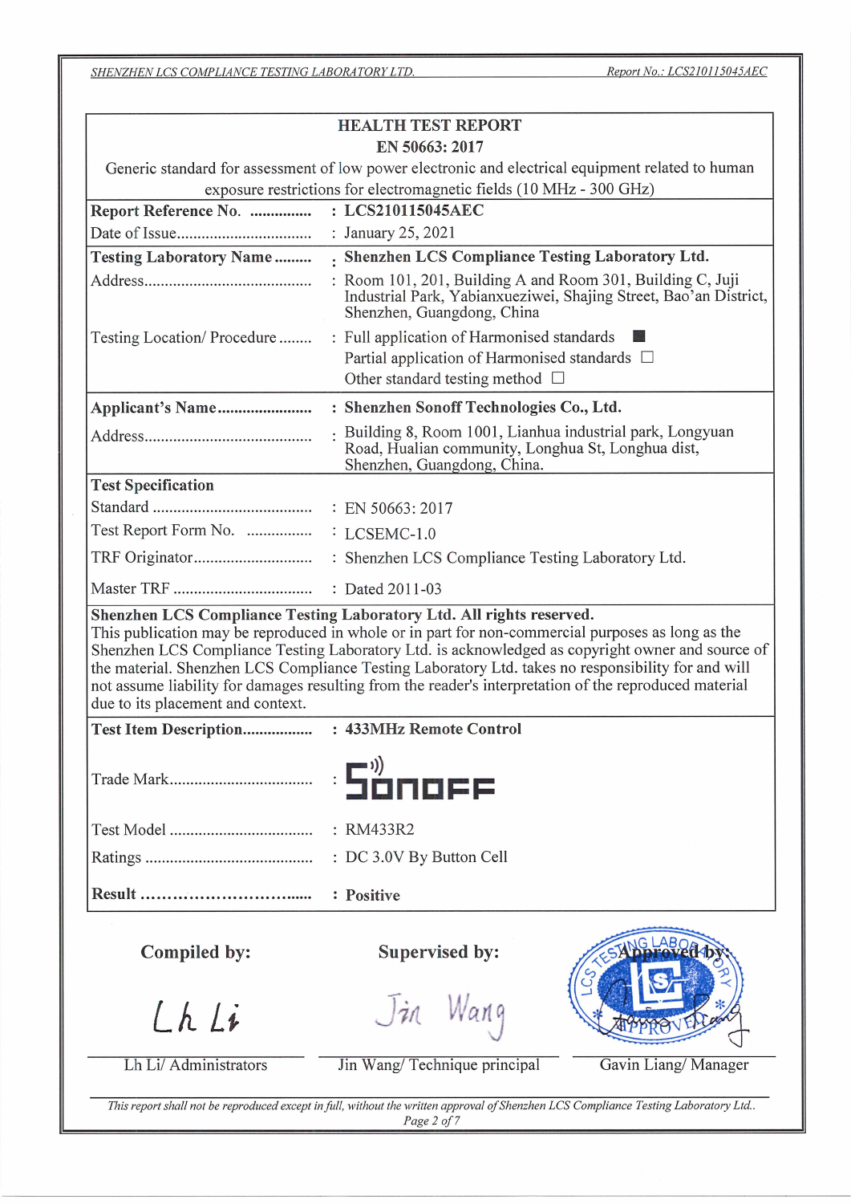# HEALTH TEST REPORT

## EN 50663: 2017

Generic standard for assessment of low power electronic and electrical equipment related to human exposure restrictions for electromagnetic fields (10 MHz - 300 GHz)

| | |
|---|---|
| **Report Reference No.** ............... | **: LCS210115045AEC** |
| Date of Issue................................ | : January 25, 2021 |
| **Testing Laboratory Name** ......... | **: Shenzhen LCS Compliance Testing Laboratory Ltd.** |
| Address......................................... | : Room 101, 201, Building A and Room 301, Building C, Juji Industrial Park, Yabianxueziwei, Shajing Street, Bao'an District, Shenzhen, Guangdong, China |
| Testing Location/ Procedure ........ | : Full application of Harmonised standards ■<br>Partial application of Harmonised standards □<br>Other standard testing method □ |
| **Applicant's Name** ....................... | **: Shenzhen Sonoff Technologies Co., Ltd.** |
| Address......................................... | : Building 8, Room 1001, Lianhua industrial park, Longyuan Road, Hualian community, Longhua St, Longhua dist, Shenzhen, Guangdong, China. |
| **Test Specification** | |
| Standard ....................................... | : EN 50663: 2017 |
| Test Report Form No. ................ | : LCSEMC-1.0 |
| TRF Originator............................. | : Shenzhen LCS Compliance Testing Laboratory Ltd. |
| Master TRF .................................. | : Dated 2011-03 |

**Shenzhen LCS Compliance Testing Laboratory Ltd. All rights reserved.**
This publication may be reproduced in whole or in part for non-commercial purposes as long as the Shenzhen LCS Compliance Testing Laboratory Ltd. is acknowledged as copyright owner and source of the material. Shenzhen LCS Compliance Testing Laboratory Ltd. takes no responsibility for and will not assume liability for damages resulting from the reader's interpretation of the reproduced material due to its placement and context.

| | |
|---|---|
| **Test Item Description**................. | **: 433MHz Remote Control** |
| Trade Mark.................................. | : SONOFF |
| Test Model .................................. | : RM433R2 |
| Ratings ........................................ | : DC 3.0V By Button Cell |
| **Result** ........................................ | **: Positive** |

| **Compiled by:** | **Supervised by:** | **Approved by:** |
|---|---|---|
| Lh Li | Jin Wang | Gavin Liang |
| Lh Li/ Administrators | Jin Wang/ Technique principal | Gavin Liang/ Manager |

*This report shall not be reproduced except in full, without the written approval of Shenzhen LCS Compliance Testing Laboratory Ltd..*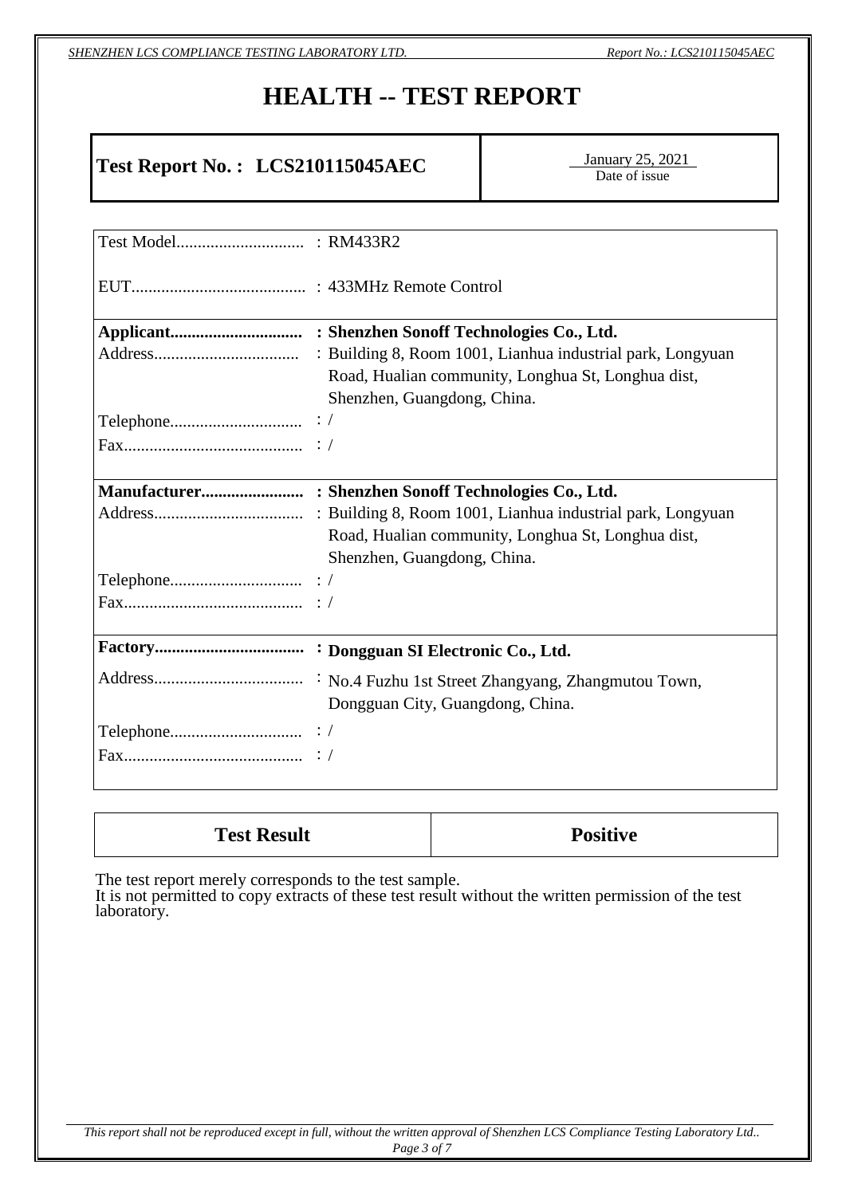# HEALTH -- TEST REPORT

| **Test Report No. : LCS210115045AEC** | January 25, 2021<br>Date of issue |
|---|---|

| | |
|---|---|
| Test Model............................. | : RM433R2 |
| EUT......................................... | : 433MHz Remote Control |
| **Applicant...............................** | **: Shenzhen Sonoff Technologies Co., Ltd.** |
| Address.................................. | : Building 8, Room 1001, Lianhua industrial park, Longyuan Road, Hualian community, Longhua St, Longhua dist, Shenzhen, Guangdong, China. |
| Telephone............................... | : / |
| Fax.......................................... | : / |
| **Manufacturer........................** | **: Shenzhen Sonoff Technologies Co., Ltd.** |
| Address.................................. | : Building 8, Room 1001, Lianhua industrial park, Longyuan Road, Hualian community, Longhua St, Longhua dist, Shenzhen, Guangdong, China. |
| Telephone............................... | : / |
| Fax.......................................... | : / |
| **Factory..................................** | **: Dongguan SI Electronic Co., Ltd.** |
| Address.................................. | : No.4 Fuzhu 1st Street Zhangyang, Zhangmutou Town, Dongguan City, Guangdong, China. |
| Telephone............................... | : / |
| Fax.......................................... | : / |

| **Test Result** | **Positive** |
|---|---|

The test report merely corresponds to the test sample.
It is not permitted to copy extracts of these test result without the written permission of the test laboratory.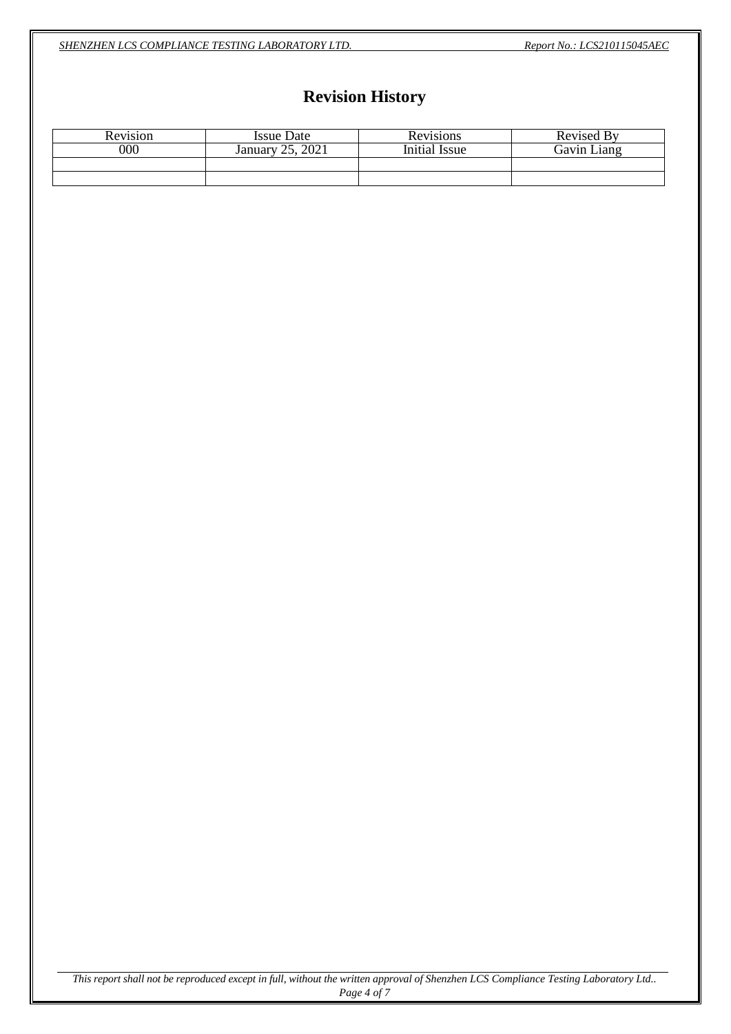# Revision History

| Revision | Issue Date | Revisions | Revised By |
|---|---|---|---|
| 000 | January 25, 2021 | Initial Issue | Gavin Liang |
| | | | |
| | | | |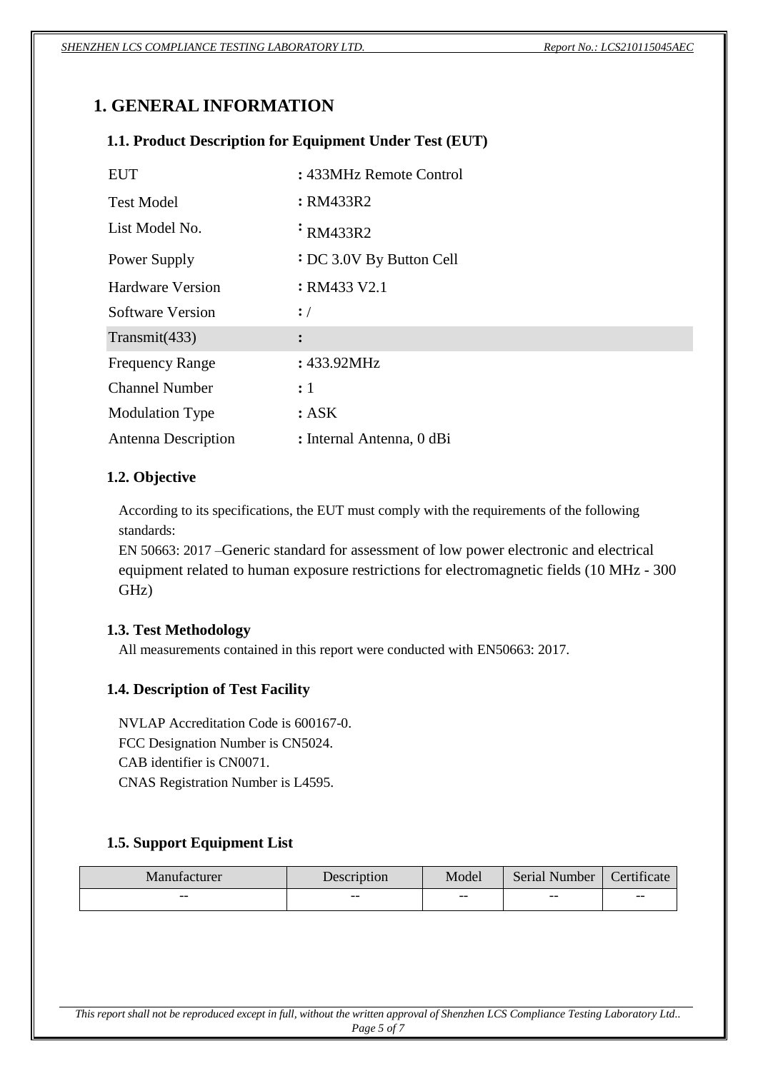# 1. GENERAL INFORMATION

## 1.1. Product Description for Equipment Under Test (EUT)

| | |
|---|---|
| EUT | : 433MHz Remote Control |
| Test Model | : RM433R2 |
| List Model No. | : RM433R2 |
| Power Supply | : DC 3.0V By Button Cell |
| Hardware Version | : RM433 V2.1 |
| Software Version | : / |
| Transmit(433) | : |
| Frequency Range | : 433.92MHz |
| Channel Number | : 1 |
| Modulation Type | : ASK |
| Antenna Description | : Internal Antenna, 0 dBi |

## 1.2. Objective

According to its specifications, the EUT must comply with the requirements of the following standards:
EN 50663: 2017 –Generic standard for assessment of low power electronic and electrical equipment related to human exposure restrictions for electromagnetic fields (10 MHz - 300 GHz)

## 1.3. Test Methodology

All measurements contained in this report were conducted with EN50663: 2017.

## 1.4. Description of Test Facility

NVLAP Accreditation Code is 600167-0.
FCC Designation Number is CN5024.
CAB identifier is CN0071.
CNAS Registration Number is L4595.

## 1.5. Support Equipment List

| Manufacturer | Description | Model | Serial Number | Certificate |
|---|---|---|---|---|
| -- | -- | -- | -- | -- |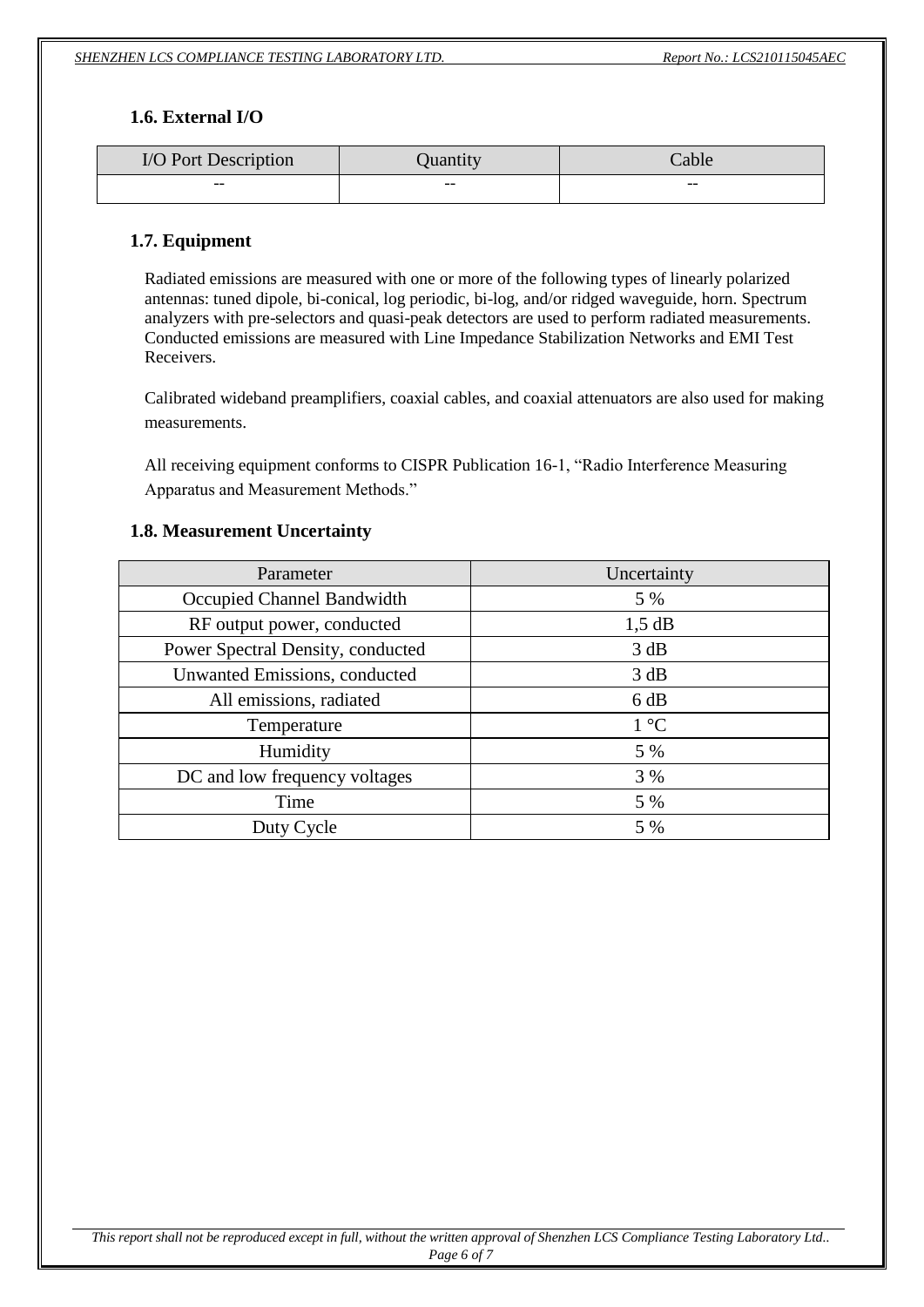### 1.6. External I/O

| I/O Port Description | Quantity | Cable |
|---|---|---|
| -- | -- | -- |

### 1.7. Equipment

Radiated emissions are measured with one or more of the following types of linearly polarized antennas: tuned dipole, bi-conical, log periodic, bi-log, and/or ridged waveguide, horn. Spectrum analyzers with pre-selectors and quasi-peak detectors are used to perform radiated measurements. Conducted emissions are measured with Line Impedance Stabilization Networks and EMI Test Receivers.

Calibrated wideband preamplifiers, coaxial cables, and coaxial attenuators are also used for making measurements.

All receiving equipment conforms to CISPR Publication 16-1, "Radio Interference Measuring Apparatus and Measurement Methods."

### 1.8. Measurement Uncertainty

| Parameter | Uncertainty |
|---|---|
| Occupied Channel Bandwidth | 5 % |
| RF output power, conducted | 1,5 dB |
| Power Spectral Density, conducted | 3 dB |
| Unwanted Emissions, conducted | 3 dB |
| All emissions, radiated | 6 dB |
| Temperature | 1 °C |
| Humidity | 5 % |
| DC and low frequency voltages | 3 % |
| Time | 5 % |
| Duty Cycle | 5 % |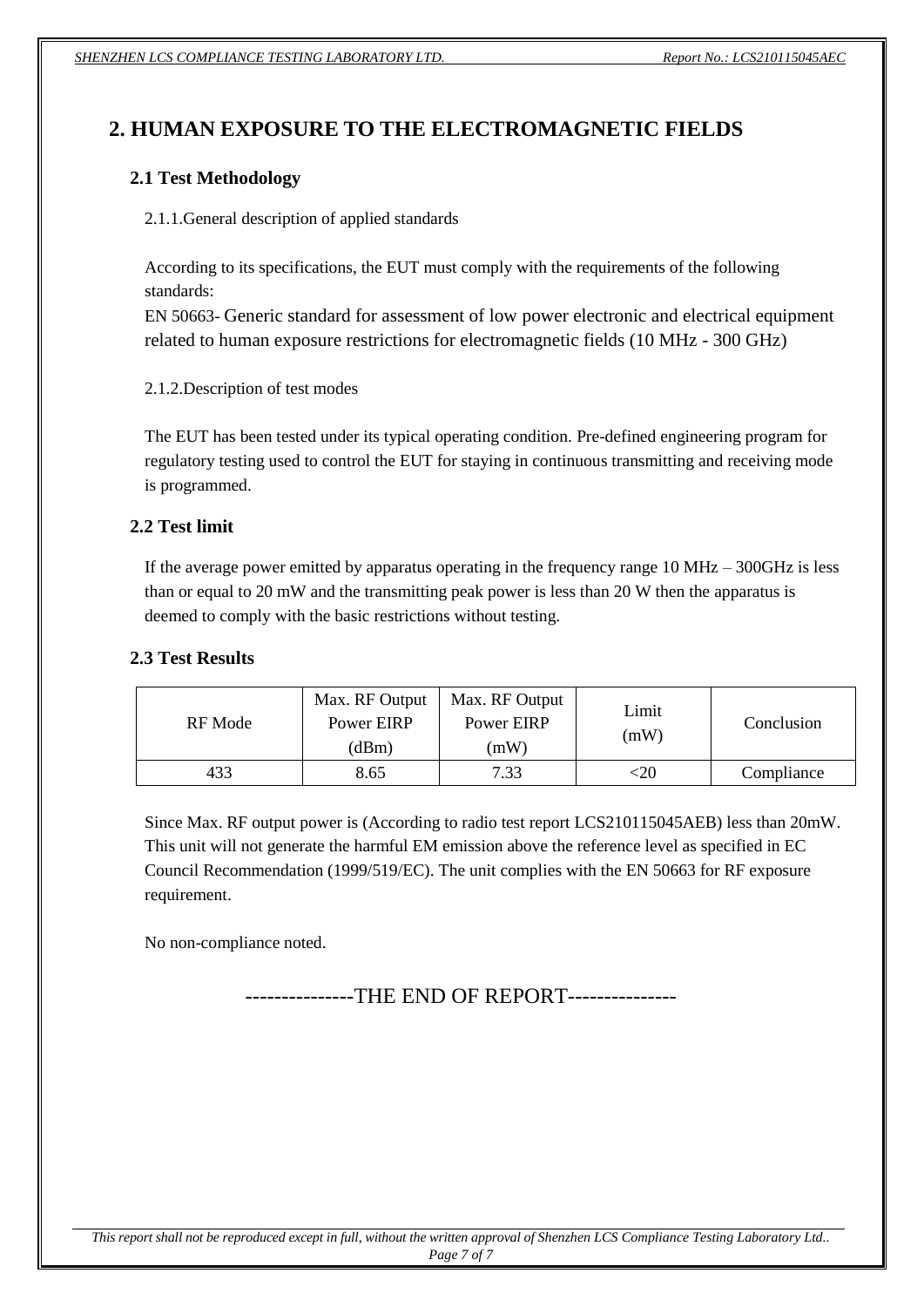# 2. HUMAN EXPOSURE TO THE ELECTROMAGNETIC FIELDS

## 2.1 Test Methodology

2.1.1.General description of applied standards

According to its specifications, the EUT must comply with the requirements of the following standards:
EN 50663- Generic standard for assessment of low power electronic and electrical equipment related to human exposure restrictions for electromagnetic fields (10 MHz - 300 GHz)

2.1.2.Description of test modes

The EUT has been tested under its typical operating condition. Pre-defined engineering program for regulatory testing used to control the EUT for staying in continuous transmitting and receiving mode is programmed.

## 2.2 Test limit

If the average power emitted by apparatus operating in the frequency range 10 MHz – 300GHz is less than or equal to 20 mW and the transmitting peak power is less than 20 W then the apparatus is deemed to comply with the basic restrictions without testing.

## 2.3 Test Results

| RF Mode | Max. RF Output Power EIRP (dBm) | Max. RF Output Power EIRP (mW) | Limit (mW) | Conclusion |
|---|---|---|---|---|
| 433 | 8.65 | 7.33 | <20 | Compliance |

Since Max. RF output power is (According to radio test report LCS210115045AEB) less than 20mW. This unit will not generate the harmful EM emission above the reference level as specified in EC Council Recommendation (1999/519/EC). The unit complies with the EN 50663 for RF exposure requirement.

No non-compliance noted.

---------------THE END OF REPORT---------------